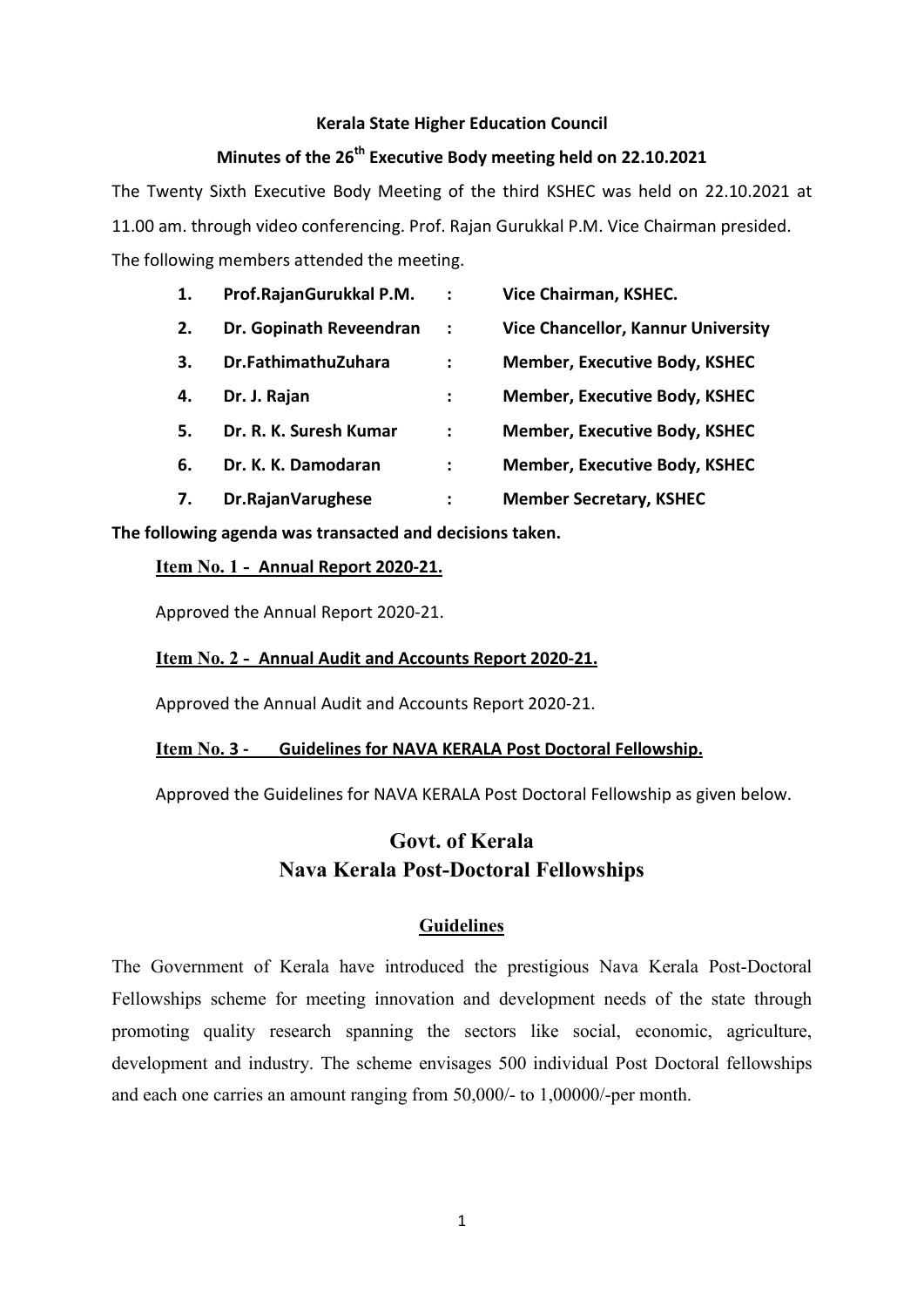**Kerala State Higher Education Council**

**Minutes of the 26th Executive Body meeting held on 22.10.2021**

The Twenty Sixth Executive Body Meeting of the third KSHEC was held on 22.10.2021 at 11.00 am. through video conferencing. Prof. Rajan Gurukkal P.M. Vice Chairman presided. The following members attended the meeting.

| | | | |
|---|---|---|---|
| **1.** | **Prof.RajanGurukkal P.M.** | **:** | **Vice Chairman, KSHEC.** |
| **2.** | **Dr. Gopinath Reveendran** | **:** | **Vice Chancellor, Kannur University** |
| **3.** | **Dr.FathimathuZuhara** | **:** | **Member, Executive Body, KSHEC** |
| **4.** | **Dr. J. Rajan** | **:** | **Member, Executive Body, KSHEC** |
| **5.** | **Dr. R. K. Suresh Kumar** | **:** | **Member, Executive Body, KSHEC** |
| **6.** | **Dr. K. K. Damodaran** | **:** | **Member, Executive Body, KSHEC** |
| **7.** | **Dr.RajanVarughese** | **:** | **Member Secretary, KSHEC** |

**The following agenda was transacted and decisions taken.**

**Item No. 1 - Annual Report 2020-21.**

Approved the Annual Report 2020-21.

**Item No. 2 - Annual Audit and Accounts Report 2020-21.**

Approved the Annual Audit and Accounts Report 2020-21.

**Item No. 3 - Guidelines for NAVA KERALA Post Doctoral Fellowship.**

Approved the Guidelines for NAVA KERALA Post Doctoral Fellowship as given below.

## Govt. of Kerala
## Nava Kerala Post-Doctoral Fellowships

### Guidelines

The Government of Kerala have introduced the prestigious Nava Kerala Post-Doctoral Fellowships scheme for meeting innovation and development needs of the state through promoting quality research spanning the sectors like social, economic, agriculture, development and industry. The scheme envisages 500 individual Post Doctoral fellowships and each one carries an amount ranging from 50,000/- to 1,00000/-per month.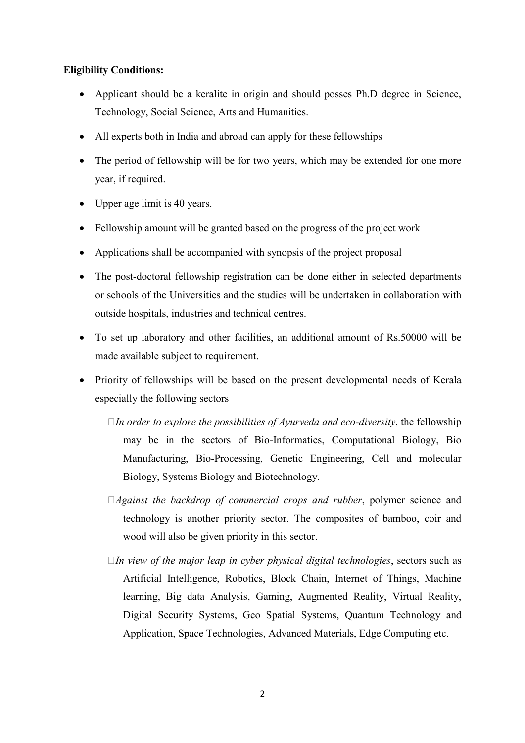**Eligibility Conditions:**

- Applicant should be a keralite in origin and should posses Ph.D degree in Science, Technology, Social Science, Arts and Humanities.
- All experts both in India and abroad can apply for these fellowships
- The period of fellowship will be for two years, which may be extended for one more year, if required.
- Upper age limit is 40 years.
- Fellowship amount will be granted based on the progress of the project work
- Applications shall be accompanied with synopsis of the project proposal
- The post-doctoral fellowship registration can be done either in selected departments or schools of the Universities and the studies will be undertaken in collaboration with outside hospitals, industries and technical centres.
- To set up laboratory and other facilities, an additional amount of Rs.50000 will be made available subject to requirement.
- Priority of fellowships will be based on the present developmental needs of Kerala especially the following sectors
    - *In order to explore the possibilities of Ayurveda and eco-diversity*, the fellowship may be in the sectors of Bio-Informatics, Computational Biology, Bio Manufacturing, Bio-Processing, Genetic Engineering, Cell and molecular Biology, Systems Biology and Biotechnology.
    - *Against the backdrop of commercial crops and rubber*, polymer science and technology is another priority sector. The composites of bamboo, coir and wood will also be given priority in this sector.
    - *In view of the major leap in cyber physical digital technologies*, sectors such as Artificial Intelligence, Robotics, Block Chain, Internet of Things, Machine learning, Big data Analysis, Gaming, Augmented Reality, Virtual Reality, Digital Security Systems, Geo Spatial Systems, Quantum Technology and Application, Space Technologies, Advanced Materials, Edge Computing etc.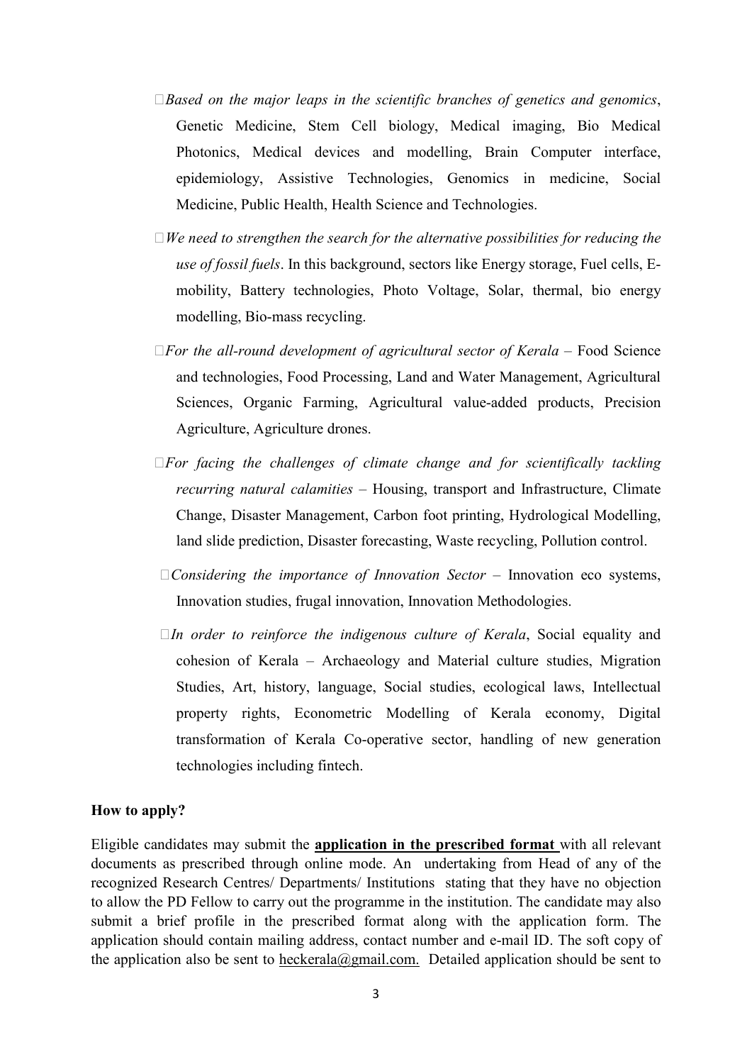- *Based on the major leaps in the scientific branches of genetics and genomics*, Genetic Medicine, Stem Cell biology, Medical imaging, Bio Medical Photonics, Medical devices and modelling, Brain Computer interface, epidemiology, Assistive Technologies, Genomics in medicine, Social Medicine, Public Health, Health Science and Technologies.
- *We need to strengthen the search for the alternative possibilities for reducing the use of fossil fuels*. In this background, sectors like Energy storage, Fuel cells, E-mobility, Battery technologies, Photo Voltage, Solar, thermal, bio energy modelling, Bio-mass recycling.
- *For the all-round development of agricultural sector of Kerala* – Food Science and technologies, Food Processing, Land and Water Management, Agricultural Sciences, Organic Farming, Agricultural value-added products, Precision Agriculture, Agriculture drones.
- *For facing the challenges of climate change and for scientifically tackling recurring natural calamities* – Housing, transport and Infrastructure, Climate Change, Disaster Management, Carbon foot printing, Hydrological Modelling, land slide prediction, Disaster forecasting, Waste recycling, Pollution control.
- *Considering the importance of Innovation Sector* – Innovation eco systems, Innovation studies, frugal innovation, Innovation Methodologies.
- *In order to reinforce the indigenous culture of Kerala*, Social equality and cohesion of Kerala – Archaeology and Material culture studies, Migration Studies, Art, history, language, Social studies, ecological laws, Intellectual property rights, Econometric Modelling of Kerala economy, Digital transformation of Kerala Co-operative sector, handling of new generation technologies including fintech.

**How to apply?**

Eligible candidates may submit the **application in the prescribed format** with all relevant documents as prescribed through online mode. An undertaking from Head of any of the recognized Research Centres/ Departments/ Institutions stating that they have no objection to allow the PD Fellow to carry out the programme in the institution. The candidate may also submit a brief profile in the prescribed format along with the application form. The application should contain mailing address, contact number and e-mail ID. The soft copy of the application also be sent to heckerala@gmail.com. Detailed application should be sent to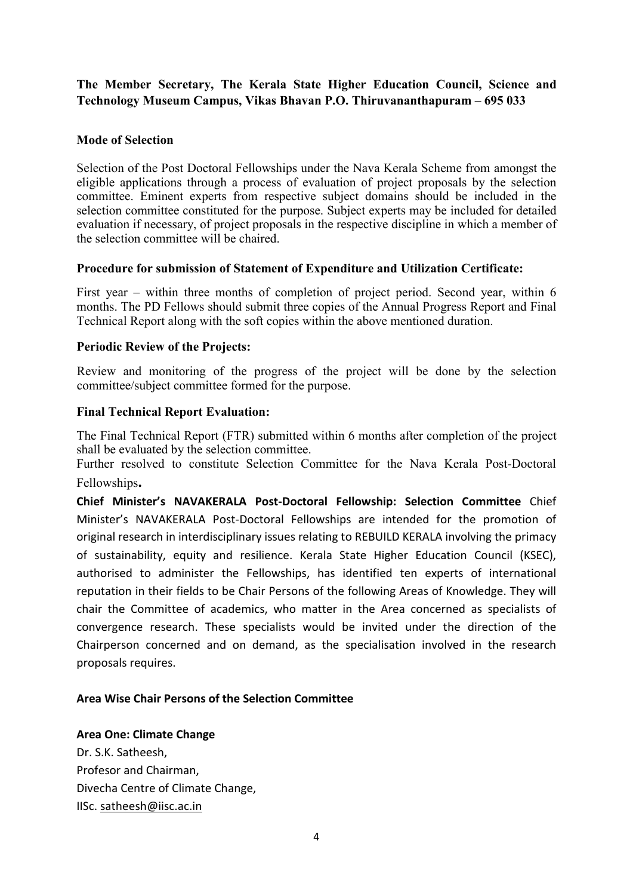**The Member Secretary, The Kerala State Higher Education Council, Science and Technology Museum Campus, Vikas Bhavan P.O. Thiruvananthapuram – 695 033**

**Mode of Selection**

Selection of the Post Doctoral Fellowships under the Nava Kerala Scheme from amongst the eligible applications through a process of evaluation of project proposals by the selection committee. Eminent experts from respective subject domains should be included in the selection committee constituted for the purpose. Subject experts may be included for detailed evaluation if necessary, of project proposals in the respective discipline in which a member of the selection committee will be chaired.

**Procedure for submission of Statement of Expenditure and Utilization Certificate:**

First year – within three months of completion of project period. Second year, within 6 months. The PD Fellows should submit three copies of the Annual Progress Report and Final Technical Report along with the soft copies within the above mentioned duration.

**Periodic Review of the Projects:**

Review and monitoring of the progress of the project will be done by the selection committee/subject committee formed for the purpose.

**Final Technical Report Evaluation:**

The Final Technical Report (FTR) submitted within 6 months after completion of the project shall be evaluated by the selection committee.

Further resolved to constitute Selection Committee for the Nava Kerala Post-Doctoral Fellowships**.**

**Chief Minister's NAVAKERALA Post-Doctoral Fellowship: Selection Committee** Chief Minister's NAVAKERALA Post-Doctoral Fellowships are intended for the promotion of original research in interdisciplinary issues relating to REBUILD KERALA involving the primacy of sustainability, equity and resilience. Kerala State Higher Education Council (KSEC), authorised to administer the Fellowships, has identified ten experts of international reputation in their fields to be Chair Persons of the following Areas of Knowledge. They will chair the Committee of academics, who matter in the Area concerned as specialists of convergence research. These specialists would be invited under the direction of the Chairperson concerned and on demand, as the specialisation involved in the research proposals requires.

**Area Wise Chair Persons of the Selection Committee**

**Area One: Climate Change**

Dr. S.K. Satheesh,
Profesor and Chairman,
Divecha Centre of Climate Change,
IISc. satheesh@iisc.ac.in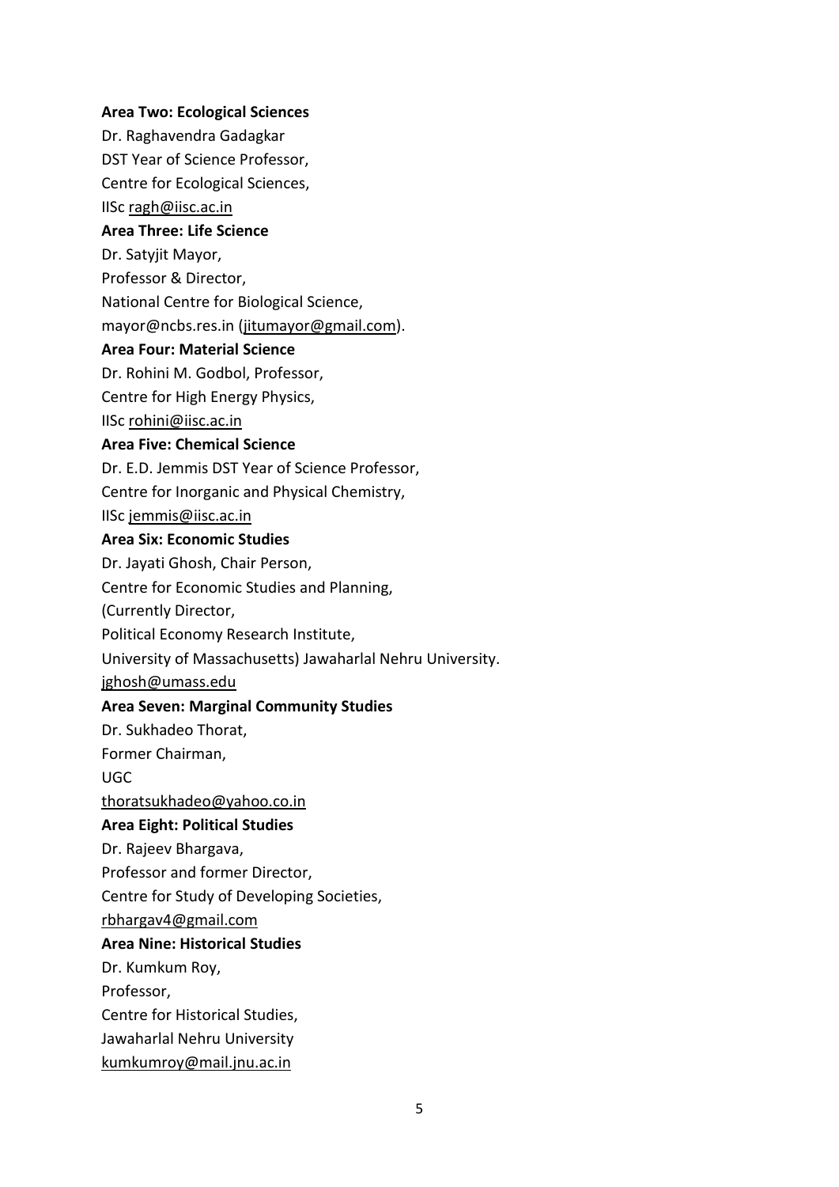**Area Two: Ecological Sciences**

Dr. Raghavendra Gadagkar

DST Year of Science Professor,

Centre for Ecological Sciences,

IISc ragh@iisc.ac.in

**Area Three: Life Science**

Dr. Satyjit Mayor,

Professor & Director,

National Centre for Biological Science,

mayor@ncbs.res.in (jitumayor@gmail.com).

**Area Four: Material Science**

Dr. Rohini M. Godbol, Professor,

Centre for High Energy Physics,

IISc rohini@iisc.ac.in

**Area Five: Chemical Science**

Dr. E.D. Jemmis DST Year of Science Professor,

Centre for Inorganic and Physical Chemistry,

IISc jemmis@iisc.ac.in

**Area Six: Economic Studies**

Dr. Jayati Ghosh, Chair Person,

Centre for Economic Studies and Planning,

(Currently Director,

Political Economy Research Institute,

University of Massachusetts) Jawaharlal Nehru University.

jghosh@umass.edu

**Area Seven: Marginal Community Studies**

Dr. Sukhadeo Thorat,

Former Chairman,

UGC

thoratsukhadeo@yahoo.co.in

**Area Eight: Political Studies**

Dr. Rajeev Bhargava,

Professor and former Director,

Centre for Study of Developing Societies,

rbhargav4@gmail.com

**Area Nine: Historical Studies**

Dr. Kumkum Roy,

Professor,

Centre for Historical Studies,

Jawaharlal Nehru University

kumkumroy@mail.jnu.ac.in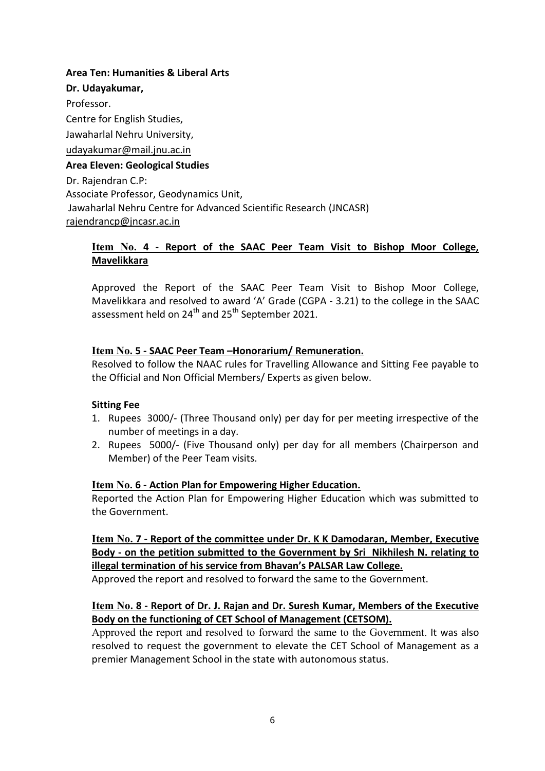**Area Ten: Humanities & Liberal Arts**

**Dr. Udayakumar,**

Professor.

Centre for English Studies,

Jawaharlal Nehru University,

udayakumar@mail.jnu.ac.in

**Area Eleven: Geological Studies**

Dr. Rajendran C.P:

Associate Professor, Geodynamics Unit,

Jawaharlal Nehru Centre for Advanced Scientific Research (JNCASR)

rajendrancp@jncasr.ac.in

**Item No. 4 - Report of the SAAC Peer Team Visit to Bishop Moor College, Mavelikkara**

Approved the Report of the SAAC Peer Team Visit to Bishop Moor College, Mavelikkara and resolved to award 'A' Grade (CGPA - 3.21) to the college in the SAAC assessment held on 24th and 25th September 2021.

**Item No. 5 - SAAC Peer Team –Honorarium/ Remuneration.**

Resolved to follow the NAAC rules for Travelling Allowance and Sitting Fee payable to the Official and Non Official Members/ Experts as given below.

**Sitting Fee**

1. Rupees 3000/- (Three Thousand only) per day for per meeting irrespective of the number of meetings in a day.
2. Rupees 5000/- (Five Thousand only) per day for all members (Chairperson and Member) of the Peer Team visits.

**Item No. 6 - Action Plan for Empowering Higher Education.**

Reported the Action Plan for Empowering Higher Education which was submitted to the Government.

**Item No. 7 - Report of the committee under Dr. K K Damodaran, Member, Executive Body - on the petition submitted to the Government by Sri Nikhilesh N. relating to illegal termination of his service from Bhavan's PALSAR Law College.**

Approved the report and resolved to forward the same to the Government.

**Item No. 8 - Report of Dr. J. Rajan and Dr. Suresh Kumar, Members of the Executive Body on the functioning of CET School of Management (CETSOM).**

Approved the report and resolved to forward the same to the Government. It was also resolved to request the government to elevate the CET School of Management as a premier Management School in the state with autonomous status.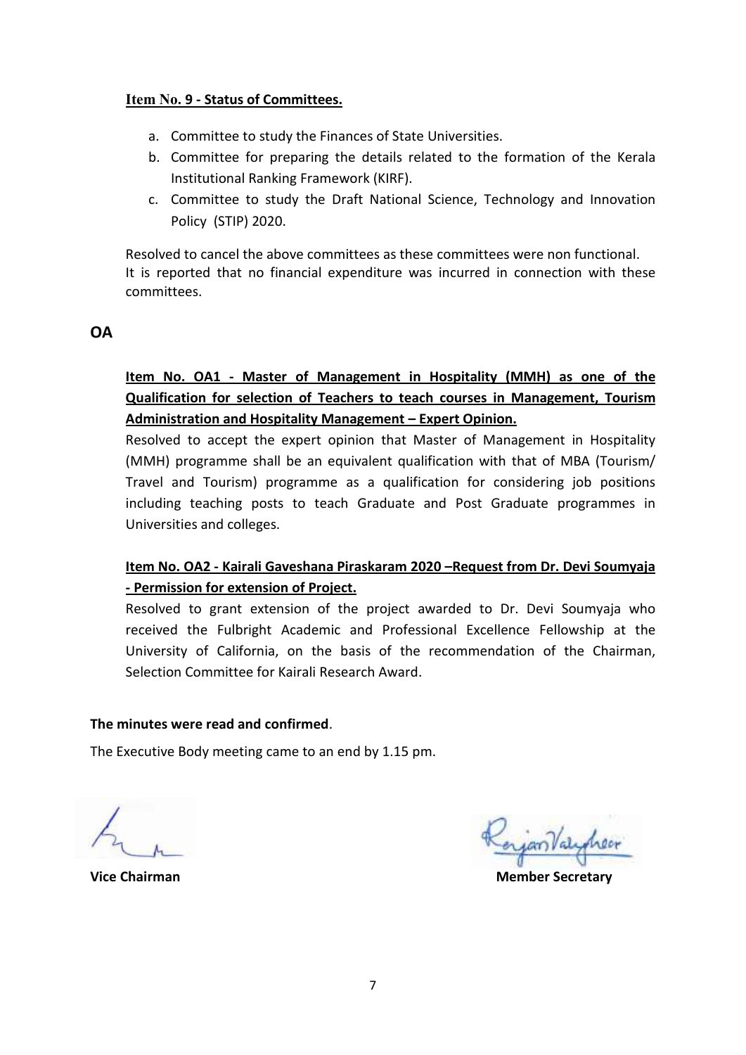**Item No. 9 - Status of Committees.**

a. Committee to study the Finances of State Universities.
b. Committee for preparing the details related to the formation of the Kerala Institutional Ranking Framework (KIRF).
c. Committee to study the Draft National Science, Technology and Innovation Policy (STIP) 2020.

Resolved to cancel the above committees as these committees were non functional. It is reported that no financial expenditure was incurred in connection with these committees.

## OA

**Item No. OA1 - Master of Management in Hospitality (MMH) as one of the Qualification for selection of Teachers to teach courses in Management, Tourism Administration and Hospitality Management – Expert Opinion.**

Resolved to accept the expert opinion that Master of Management in Hospitality (MMH) programme shall be an equivalent qualification with that of MBA (Tourism/ Travel and Tourism) programme as a qualification for considering job positions including teaching posts to teach Graduate and Post Graduate programmes in Universities and colleges.

**Item No. OA2 - Kairali Gaveshana Piraskaram 2020 –Request from Dr. Devi Soumyaja - Permission for extension of Project.**

Resolved to grant extension of the project awarded to Dr. Devi Soumyaja who received the Fulbright Academic and Professional Excellence Fellowship at the University of California, on the basis of the recommendation of the Chairman, Selection Committee for Kairali Research Award.

**The minutes were read and confirmed**.

The Executive Body meeting came to an end by 1.15 pm.

**Vice Chairman** **Member Secretary**